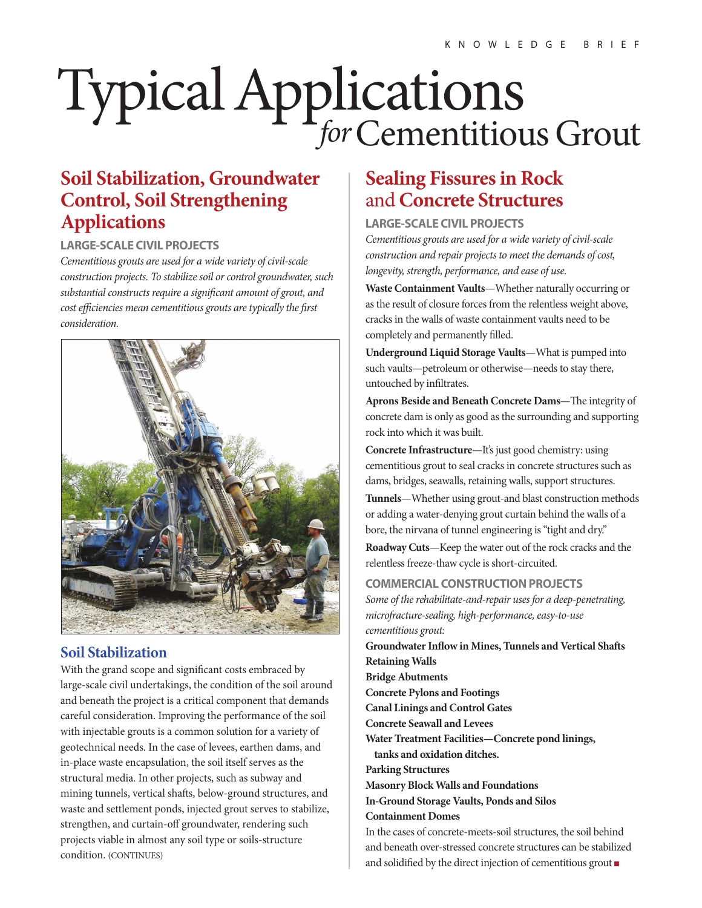# Typical Applications *for* Cementitious Grout

## Soil Stabilization, Groundwater Control, Soil Strengthening Applications

### LARGE-SCALE CIVIL PROJECTS

*Cementitious grouts are used for a wide variety of civil-scale construction projects. To stabilize soil or control groundwater, such substantial constructs require a significant amount of grout, and cost efficiencies mean cementitious grouts are typically the first consideration.*

### Soil Stabilization

With the grand scope and significant costs embraced by large-scale civil undertakings, the condition of the soil around and beneath the project is a critical component that demands careful consideration. Improving the performance of the soil with injectable grouts is a common solution for a variety of geotechnical needs. In the case of levees, earthen dams, and in-place waste encapsulation, the soil itself serves as the structural media. In other projects, such as subway and mining tunnels, vertical shafts, below-ground structures, and waste and settlement ponds, injected grout serves to stabilize, strengthen, and curtain-off groundwater, rendering such projects viable in almost any soil type or soils-structure condition. (CONTINUES)

## Sealing Fissures in Rock and Concrete Structures

### LARGE-SCALE CIVIL PROJECTS

*Cementitious grouts are used for a wide variety of civil-scale construction and repair projects to meet the demands of cost, longevity, strength, performance, and ease of use.*

**Waste Containment Vaults**—Whether naturally occurring or as the result of closure forces from the relentless weight above, cracks in the walls of waste containment vaults need to be completely and permanently filled.

**Underground Liquid Storage Vaults**—What is pumped into such vaults—petroleum or otherwise—needs to stay there, untouched by infiltrates.

**Aprons Beside and Beneath Concrete Dams**—The integrity of concrete dam is only as good as the surrounding and supporting rock into which it was built.

**Concrete Infrastructure**—It's just good chemistry: using cementitious grout to seal cracks in concrete structures such as dams, bridges, seawalls, retaining walls, support structures.

**Tunnels**—Whether using grout-and blast construction methods or adding a water-denying grout curtain behind the walls of a bore, the nirvana of tunnel engineering is "tight and dry."

**Roadway Cuts**—Keep the water out of the rock cracks and the relentless freeze-thaw cycle is short-circuited.

### COMMERCIAL CONSTRUCTION PROJECTS

*Some of the rehabilitate-and-repair uses for a deep-penetrating, microfracture-sealing, high-performance, easy-to-use cementitious grout:*

**Groundwater Inflow in Mines, Tunnels and Vertical Shafts**
**Retaining Walls**
**Bridge Abutments**
**Concrete Pylons and Footings**
**Canal Linings and Control Gates**
**Concrete Seawall and Levees**
**Water Treatment Facilities—Concrete pond linings, tanks and oxidation ditches.**
**Parking Structures**
**Masonry Block Walls and Foundations**
**In-Ground Storage Vaults, Ponds and Silos**
**Containment Domes**

In the cases of concrete-meets-soil structures, the soil behind and beneath over-stressed concrete structures can be stabilized and solidified by the direct injection of cementitious grout ■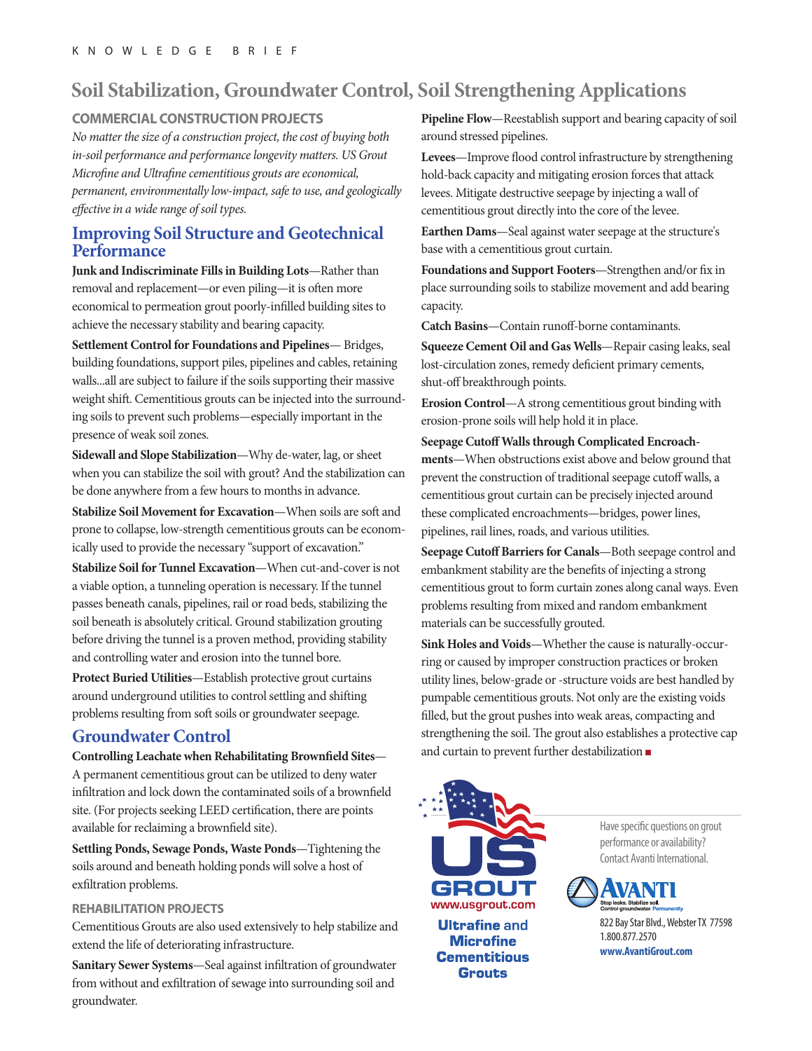K N O W L E D G E B R I E F

# Soil Stabilization, Groundwater Control, Soil Strengthening Applications

### COMMERCIAL CONSTRUCTION PROJECTS

*No matter the size of a construction project, the cost of buying both in-soil performance and performance longevity matters. US Grout Microfine and Ultrafine cementitious grouts are economical, permanent, environmentally low-impact, safe to use, and geologically effective in a wide range of soil types.*

## Improving Soil Structure and Geotechnical Performance

**Junk and Indiscriminate Fills in Building Lots**—Rather than removal and replacement—or even piling—it is often more economical to permeation grout poorly-infilled building sites to achieve the necessary stability and bearing capacity.

**Settlement Control for Foundations and Pipelines**— Bridges, building foundations, support piles, pipelines and cables, retaining walls...all are subject to failure if the soils supporting their massive weight shift. Cementitious grouts can be injected into the surrounding soils to prevent such problems—especially important in the presence of weak soil zones.

**Sidewall and Slope Stabilization**—Why de-water, lag, or sheet when you can stabilize the soil with grout? And the stabilization can be done anywhere from a few hours to months in advance.

**Stabilize Soil Movement for Excavation**—When soils are soft and prone to collapse, low-strength cementitious grouts can be economically used to provide the necessary "support of excavation."

**Stabilize Soil for Tunnel Excavation**—When cut-and-cover is not a viable option, a tunneling operation is necessary. If the tunnel passes beneath canals, pipelines, rail or road beds, stabilizing the soil beneath is absolutely critical. Ground stabilization grouting before driving the tunnel is a proven method, providing stability and controlling water and erosion into the tunnel bore.

**Protect Buried Utilities**—Establish protective grout curtains around underground utilities to control settling and shifting problems resulting from soft soils or groundwater seepage.

## Groundwater Control

**Controlling Leachate when Rehabilitating Brownfield Sites**—A permanent cementitious grout can be utilized to deny water infiltration and lock down the contaminated soils of a brownfield site. (For projects seeking LEED certification, there are points available for reclaiming a brownfield site).

**Settling Ponds, Sewage Ponds, Waste Ponds**—Tightening the soils around and beneath holding ponds will solve a host of exfiltration problems.

### REHABILITATION PROJECTS

Cementitious Grouts are also used extensively to help stabilize and extend the life of deteriorating infrastructure.

**Sanitary Sewer Systems**—Seal against infiltration of groundwater from without and exfiltration of sewage into surrounding soil and groundwater.

**Pipeline Flow**—Reestablish support and bearing capacity of soil around stressed pipelines.

**Levees**—Improve flood control infrastructure by strengthening hold-back capacity and mitigating erosion forces that attack levees. Mitigate destructive seepage by injecting a wall of cementitious grout directly into the core of the levee.

**Earthen Dams**—Seal against water seepage at the structure's base with a cementitious grout curtain.

**Foundations and Support Footers**—Strengthen and/or fix in place surrounding soils to stabilize movement and add bearing capacity.

**Catch Basins**—Contain runoff-borne contaminants.

**Squeeze Cement Oil and Gas Wells**—Repair casing leaks, seal lost-circulation zones, remedy deficient primary cements, shut-off breakthrough points.

**Erosion Control**—A strong cementitious grout binding with erosion-prone soils will help hold it in place.

**Seepage Cutoff Walls through Complicated Encroachments**—When obstructions exist above and below ground that prevent the construction of traditional seepage cutoff walls, a cementitious grout curtain can be precisely injected around these complicated encroachments—bridges, power lines, pipelines, rail lines, roads, and various utilities.

**Seepage Cutoff Barriers for Canals**—Both seepage control and embankment stability are the benefits of injecting a strong cementitious grout to form curtain zones along canal ways. Even problems resulting from mixed and random embankment materials can be successfully grouted.

**Sink Holes and Voids**—Whether the cause is naturally-occurring or caused by improper construction practices or broken utility lines, below-grade or -structure voids are best handled by pumpable cementitious grouts. Not only are the existing voids filled, but the grout pushes into weak areas, compacting and strengthening the soil. The grout also establishes a protective cap and curtain to prevent further destabilization ■

US GROUT
www.usgrout.com
**Ultrafine and Microfine Cementitious Grouts**

Have specific questions on grout performance or availability? Contact Avanti International.

AVANTI
Stop leaks. Stabilize soil. Control groundwater. Permanently.

822 Bay Star Blvd., Webster TX 77598
1.800.877.2570
**www.AvantiGrout.com**